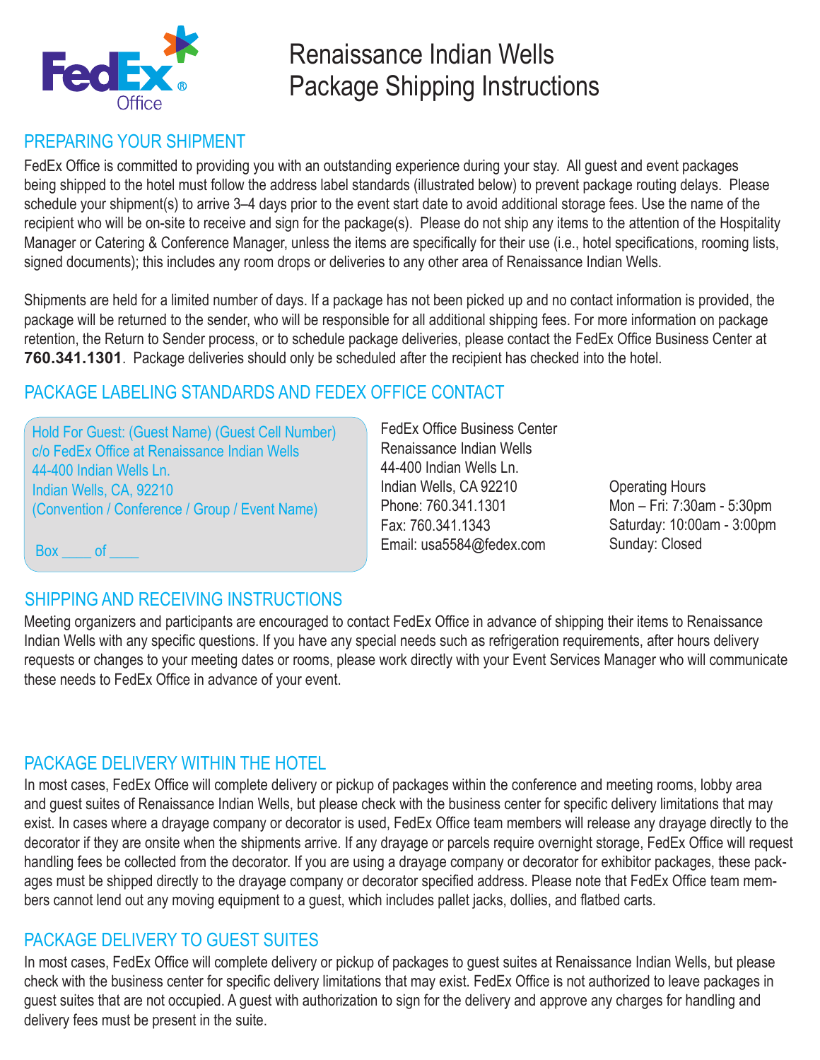# Renaissance Indian Wells Package Shipping Instructions

## PREPARING YOUR SHIPMENT

FedEx Office is committed to providing you with an outstanding experience during your stay. All guest and event packages being shipped to the hotel must follow the address label standards (illustrated below) to prevent package routing delays. Please schedule your shipment(s) to arrive 3–4 days prior to the event start date to avoid additional storage fees. Use the name of the recipient who will be on-site to receive and sign for the package(s). Please do not ship any items to the attention of the Hospitality Manager or Catering & Conference Manager, unless the items are specifically for their use (i.e., hotel specifications, rooming lists, signed documents); this includes any room drops or deliveries to any other area of Renaissance Indian Wells.

Shipments are held for a limited number of days. If a package has not been picked up and no contact information is provided, the package will be returned to the sender, who will be responsible for all additional shipping fees. For more information on package retention, the Return to Sender process, or to schedule package deliveries, please contact the FedEx Office Business Center at **760.341.1301**. Package deliveries should only be scheduled after the recipient has checked into the hotel.

## PACKAGE LABELING STANDARDS AND FEDEX OFFICE CONTACT

Hold For Guest: (Guest Name) (Guest Cell Number)
c/o FedEx Office at Renaissance Indian Wells
44-400 Indian Wells Ln.
Indian Wells, CA, 92210
(Convention / Conference / Group / Event Name)

Box ____ of ____

FedEx Office Business Center
Renaissance Indian Wells
44-400 Indian Wells Ln.
Indian Wells, CA 92210
Phone: 760.341.1301
Fax: 760.341.1343
Email: usa5584@fedex.com

Operating Hours
Mon – Fri: 7:30am - 5:30pm
Saturday: 10:00am - 3:00pm
Sunday: Closed

## SHIPPING AND RECEIVING INSTRUCTIONS

Meeting organizers and participants are encouraged to contact FedEx Office in advance of shipping their items to Renaissance Indian Wells with any specific questions. If you have any special needs such as refrigeration requirements, after hours delivery requests or changes to your meeting dates or rooms, please work directly with your Event Services Manager who will communicate these needs to FedEx Office in advance of your event.

## PACKAGE DELIVERY WITHIN THE HOTEL

In most cases, FedEx Office will complete delivery or pickup of packages within the conference and meeting rooms, lobby area and guest suites of Renaissance Indian Wells, but please check with the business center for specific delivery limitations that may exist. In cases where a drayage company or decorator is used, FedEx Office team members will release any drayage directly to the decorator if they are onsite when the shipments arrive. If any drayage or parcels require overnight storage, FedEx Office will request handling fees be collected from the decorator. If you are using a drayage company or decorator for exhibitor packages, these packages must be shipped directly to the drayage company or decorator specified address. Please note that FedEx Office team members cannot lend out any moving equipment to a guest, which includes pallet jacks, dollies, and flatbed carts.

## PACKAGE DELIVERY TO GUEST SUITES

In most cases, FedEx Office will complete delivery or pickup of packages to guest suites at Renaissance Indian Wells, but please check with the business center for specific delivery limitations that may exist. FedEx Office is not authorized to leave packages in guest suites that are not occupied. A guest with authorization to sign for the delivery and approve any charges for handling and delivery fees must be present in the suite.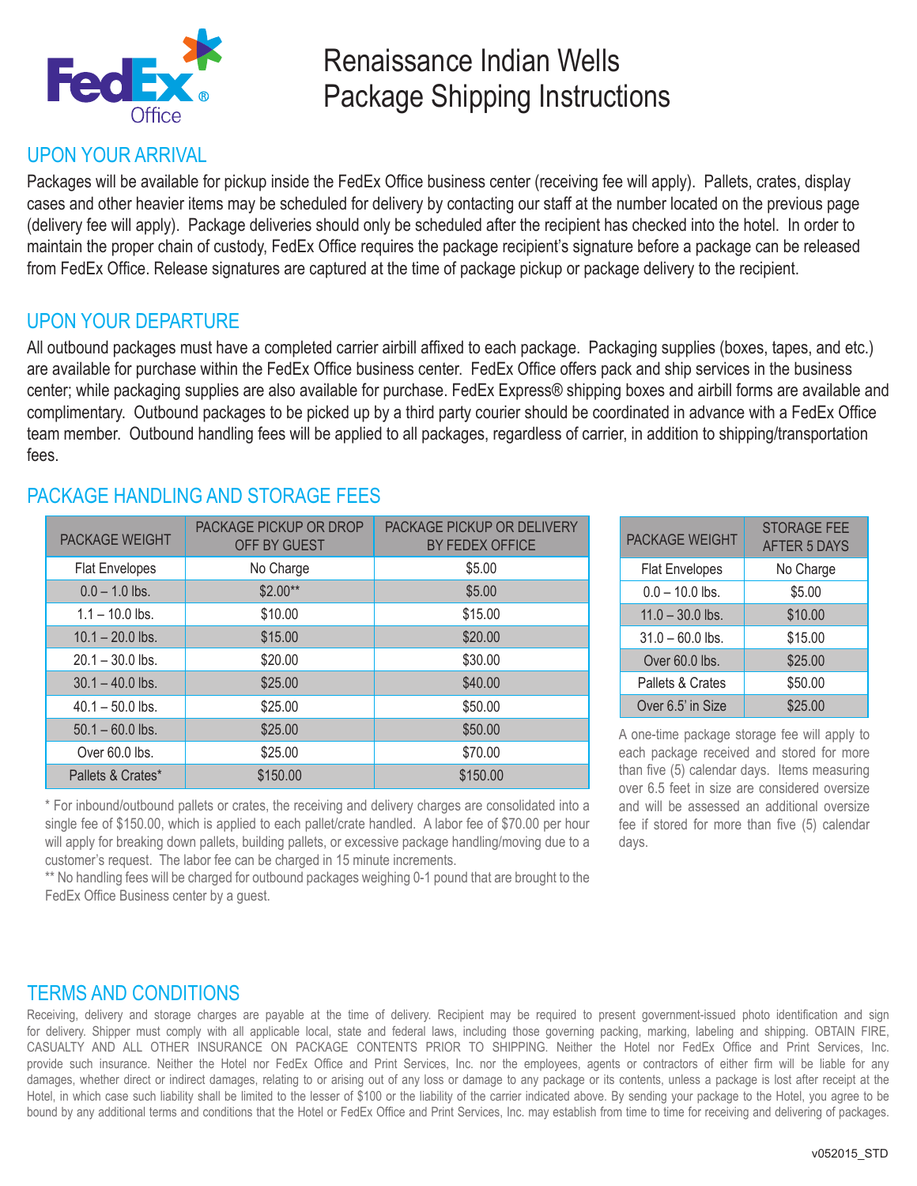# Renaissance Indian Wells Package Shipping Instructions

## UPON YOUR ARRIVAL

Packages will be available for pickup inside the FedEx Office business center (receiving fee will apply). Pallets, crates, display cases and other heavier items may be scheduled for delivery by contacting our staff at the number located on the previous page (delivery fee will apply). Package deliveries should only be scheduled after the recipient has checked into the hotel. In order to maintain the proper chain of custody, FedEx Office requires the package recipient's signature before a package can be released from FedEx Office. Release signatures are captured at the time of package pickup or package delivery to the recipient.

## UPON YOUR DEPARTURE

All outbound packages must have a completed carrier airbill affixed to each package. Packaging supplies (boxes, tapes, and etc.) are available for purchase within the FedEx Office business center. FedEx Office offers pack and ship services in the business center; while packaging supplies are also available for purchase. FedEx Express® shipping boxes and airbill forms are available and complimentary. Outbound packages to be picked up by a third party courier should be coordinated in advance with a FedEx Office team member. Outbound handling fees will be applied to all packages, regardless of carrier, in addition to shipping/transportation fees.

## PACKAGE HANDLING AND STORAGE FEES

| PACKAGE WEIGHT | PACKAGE PICKUP OR DROP OFF BY GUEST | PACKAGE PICKUP OR DELIVERY BY FEDEX OFFICE |
|---|---|---|
| Flat Envelopes | No Charge | $5.00 |
| 0.0 – 1.0 lbs. | $2.00** | $5.00 |
| 1.1 – 10.0 lbs. | $10.00 | $15.00 |
| 10.1 – 20.0 lbs. | $15.00 | $20.00 |
| 20.1 – 30.0 lbs. | $20.00 | $30.00 |
| 30.1 – 40.0 lbs. | $25.00 | $40.00 |
| 40.1 – 50.0 lbs. | $25.00 | $50.00 |
| 50.1 – 60.0 lbs. | $25.00 | $50.00 |
| Over 60.0 lbs. | $25.00 | $70.00 |
| Pallets & Crates* | $150.00 | $150.00 |

* For inbound/outbound pallets or crates, the receiving and delivery charges are consolidated into a single fee of $150.00, which is applied to each pallet/crate handled. A labor fee of $70.00 per hour will apply for breaking down pallets, building pallets, or excessive package handling/moving due to a customer's request. The labor fee can be charged in 15 minute increments.

** No handling fees will be charged for outbound packages weighing 0-1 pound that are brought to the FedEx Office Business center by a guest.

| PACKAGE WEIGHT | STORAGE FEE AFTER 5 DAYS |
|---|---|
| Flat Envelopes | No Charge |
| 0.0 – 10.0 lbs. | $5.00 |
| 11.0 – 30.0 lbs. | $10.00 |
| 31.0 – 60.0 lbs. | $15.00 |
| Over 60.0 lbs. | $25.00 |
| Pallets & Crates | $50.00 |
| Over 6.5' in Size | $25.00 |

A one-time package storage fee will apply to each package received and stored for more than five (5) calendar days. Items measuring over 6.5 feet in size are considered oversize and will be assessed an additional oversize fee if stored for more than five (5) calendar days.

## TERMS AND CONDITIONS

Receiving, delivery and storage charges are payable at the time of delivery. Recipient may be required to present government-issued photo identification and sign for delivery. Shipper must comply with all applicable local, state and federal laws, including those governing packing, marking, labeling and shipping. OBTAIN FIRE, CASUALTY AND ALL OTHER INSURANCE ON PACKAGE CONTENTS PRIOR TO SHIPPING. Neither the Hotel nor FedEx Office and Print Services, Inc. provide such insurance. Neither the Hotel nor FedEx Office and Print Services, Inc. nor the employees, agents or contractors of either firm will be liable for any damages, whether direct or indirect damages, relating to or arising out of any loss or damage to any package or its contents, unless a package is lost after receipt at the Hotel, in which case such liability shall be limited to the lesser of $100 or the liability of the carrier indicated above. By sending your package to the Hotel, you agree to be bound by any additional terms and conditions that the Hotel or FedEx Office and Print Services, Inc. may establish from time to time for receiving and delivering of packages.

v052015_STD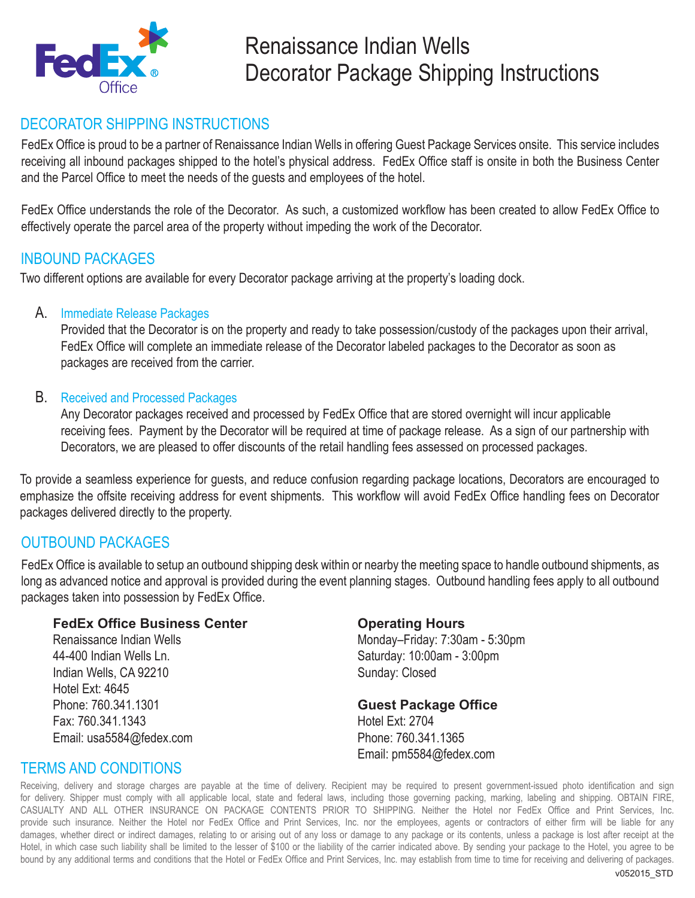FedEx Office

# Renaissance Indian Wells
# Decorator Package Shipping Instructions

## DECORATOR SHIPPING INSTRUCTIONS

FedEx Office is proud to be a partner of Renaissance Indian Wells in offering Guest Package Services onsite. This service includes receiving all inbound packages shipped to the hotel's physical address. FedEx Office staff is onsite in both the Business Center and the Parcel Office to meet the needs of the guests and employees of the hotel.

FedEx Office understands the role of the Decorator. As such, a customized workflow has been created to allow FedEx Office to effectively operate the parcel area of the property without impeding the work of the Decorator.

## INBOUND PACKAGES

Two different options are available for every Decorator package arriving at the property's loading dock.

A. Immediate Release Packages
   Provided that the Decorator is on the property and ready to take possession/custody of the packages upon their arrival, FedEx Office will complete an immediate release of the Decorator labeled packages to the Decorator as soon as packages are received from the carrier.

B. Received and Processed Packages
   Any Decorator packages received and processed by FedEx Office that are stored overnight will incur applicable receiving fees. Payment by the Decorator will be required at time of package release. As a sign of our partnership with Decorators, we are pleased to offer discounts of the retail handling fees assessed on processed packages.

To provide a seamless experience for guests, and reduce confusion regarding package locations, Decorators are encouraged to emphasize the offsite receiving address for event shipments. This workflow will avoid FedEx Office handling fees on Decorator packages delivered directly to the property.

## OUTBOUND PACKAGES

FedEx Office is available to setup an outbound shipping desk within or nearby the meeting space to handle outbound shipments, as long as advanced notice and approval is provided during the event planning stages. Outbound handling fees apply to all outbound packages taken into possession by FedEx Office.

**FedEx Office Business Center**
Renaissance Indian Wells
44-400 Indian Wells Ln.
Indian Wells, CA 92210
Hotel Ext: 4645
Phone: 760.341.1301
Fax: 760.341.1343
Email: usa5584@fedex.com

**Operating Hours**
Monday–Friday: 7:30am - 5:30pm
Saturday: 10:00am - 3:00pm
Sunday: Closed

**Guest Package Office**
Hotel Ext: 2704
Phone: 760.341.1365
Email: pm5584@fedex.com

## TERMS AND CONDITIONS

Receiving, delivery and storage charges are payable at the time of delivery. Recipient may be required to present government-issued photo identification and sign for delivery. Shipper must comply with all applicable local, state and federal laws, including those governing packing, marking, labeling and shipping. OBTAIN FIRE, CASUALTY AND ALL OTHER INSURANCE ON PACKAGE CONTENTS PRIOR TO SHIPPING. Neither the Hotel nor FedEx Office and Print Services, Inc. provide such insurance. Neither the Hotel nor FedEx Office and Print Services, Inc. nor the employees, agents or contractors of either firm will be liable for any damages, whether direct or indirect damages, relating to or arising out of any loss or damage to any package or its contents, unless a package is lost after receipt at the Hotel, in which case such liability shall be limited to the lesser of $100 or the liability of the carrier indicated above. By sending your package to the Hotel, you agree to be bound by any additional terms and conditions that the Hotel or FedEx Office and Print Services, Inc. may establish from time to time for receiving and delivering of packages.

v052015_STD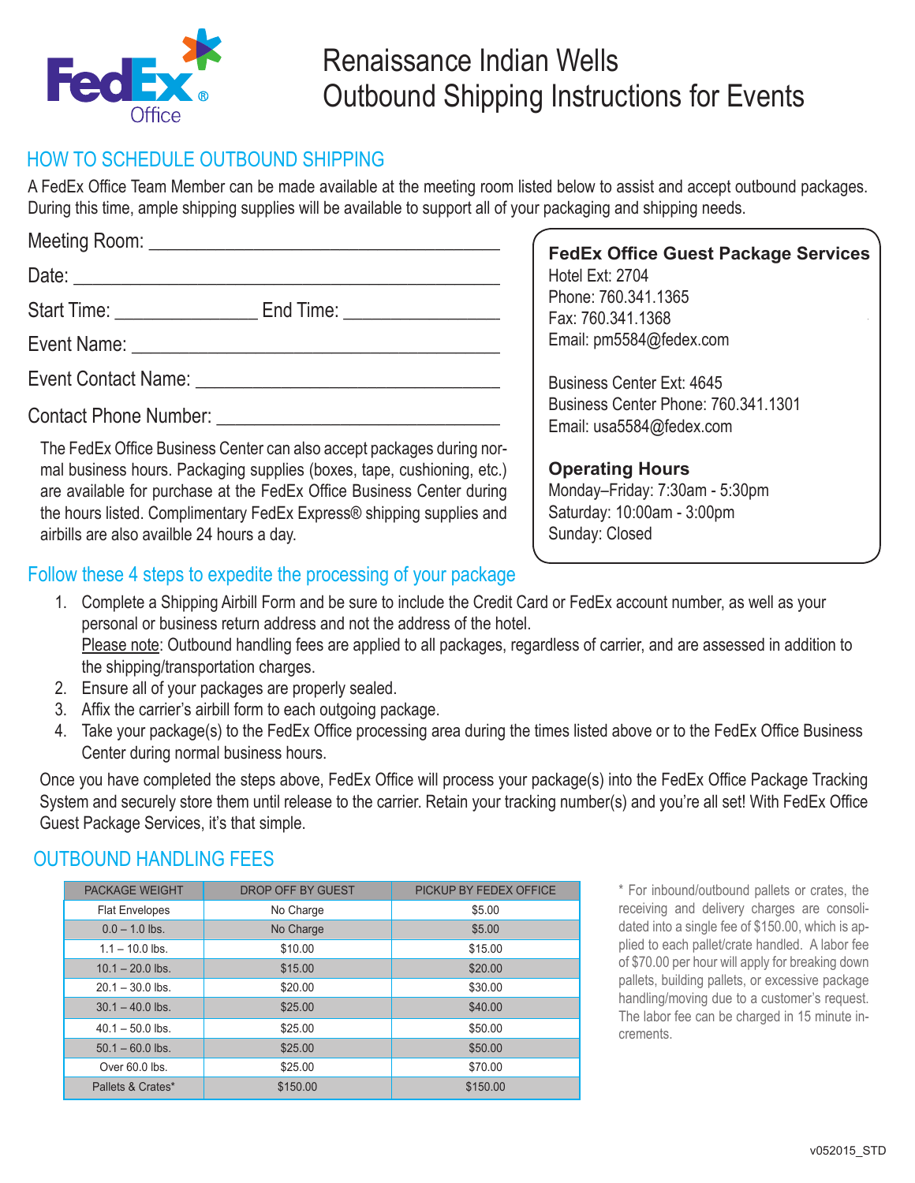FedEx Office

# Renaissance Indian Wells
# Outbound Shipping Instructions for Events

## HOW TO SCHEDULE OUTBOUND SHIPPING

A FedEx Office Team Member can be made available at the meeting room listed below to assist and accept outbound packages. During this time, ample shipping supplies will be available to support all of your packaging and shipping needs.

Meeting Room: ___________________________________

Date: ___________________________________

Start Time: _______________ End Time: _______________

Event Name: ___________________________________

Event Contact Name: ___________________________________

Contact Phone Number: ___________________________________

The FedEx Office Business Center can also accept packages during normal business hours. Packaging supplies (boxes, tape, cushioning, etc.) are available for purchase at the FedEx Office Business Center during the hours listed. Complimentary FedEx Express® shipping supplies and airbills are also availble 24 hours a day.

**FedEx Office Guest Package Services**
Hotel Ext: 2704
Phone: 760.341.1365
Fax: 760.341.1368
Email: pm5584@fedex.com

Business Center Ext: 4645
Business Center Phone: 760.341.1301
Email: usa5584@fedex.com

**Operating Hours**
Monday–Friday: 7:30am - 5:30pm
Saturday: 10:00am - 3:00pm
Sunday: Closed

## Follow these 4 steps to expedite the processing of your package

1. Complete a Shipping Airbill Form and be sure to include the Credit Card or FedEx account number, as well as your personal or business return address and not the address of the hotel.
   Please note: Outbound handling fees are applied to all packages, regardless of carrier, and are assessed in addition to the shipping/transportation charges.
2. Ensure all of your packages are properly sealed.
3. Affix the carrier's airbill form to each outgoing package.
4. Take your package(s) to the FedEx Office processing area during the times listed above or to the FedEx Office Business Center during normal business hours.

Once you have completed the steps above, FedEx Office will process your package(s) into the FedEx Office Package Tracking System and securely store them until release to the carrier. Retain your tracking number(s) and you're all set! With FedEx Office Guest Package Services, it's that simple.

## OUTBOUND HANDLING FEES

| PACKAGE WEIGHT | DROP OFF BY GUEST | PICKUP BY FEDEX OFFICE |
|---|---|---|
| Flat Envelopes | No Charge | $5.00 |
| 0.0 – 1.0 lbs. | No Charge | $5.00 |
| 1.1 – 10.0 lbs. | $10.00 | $15.00 |
| 10.1 – 20.0 lbs. | $15.00 | $20.00 |
| 20.1 – 30.0 lbs. | $20.00 | $30.00 |
| 30.1 – 40.0 lbs. | $25.00 | $40.00 |
| 40.1 – 50.0 lbs. | $25.00 | $50.00 |
| 50.1 – 60.0 lbs. | $25.00 | $50.00 |
| Over 60.0 lbs. | $25.00 | $70.00 |
| Pallets & Crates* | $150.00 | $150.00 |

* For inbound/outbound pallets or crates, the receiving and delivery charges are consolidated into a single fee of $150.00, which is applied to each pallet/crate handled. A labor fee of $70.00 per hour will apply for breaking down pallets, building pallets, or excessive package handling/moving due to a customer's request. The labor fee can be charged in 15 minute increments.

v052015_STD